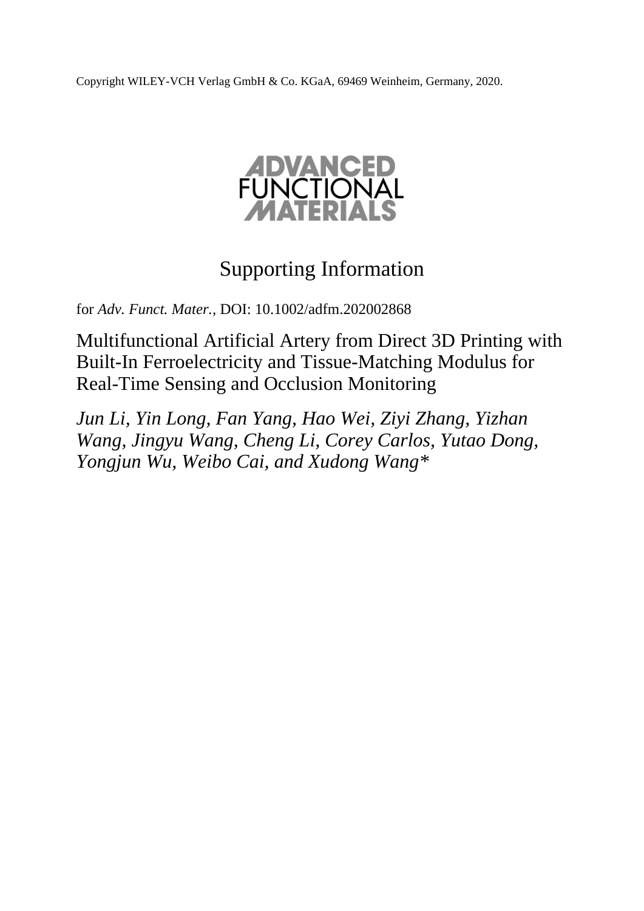Copyright WILEY-VCH Verlag GmbH & Co. KGaA, 69469 Weinheim, Germany, 2020.

ADVANCED FUNCTIONAL MATERIALS

# Supporting Information

for *Adv. Funct. Mater.,* DOI: 10.1002/adfm.202002868

## Multifunctional Artificial Artery from Direct 3D Printing with Built-In Ferroelectricity and Tissue-Matching Modulus for Real-Time Sensing and Occlusion Monitoring

*Jun Li, Yin Long, Fan Yang, Hao Wei, Ziyi Zhang, Yizhan Wang, Jingyu Wang, Cheng Li, Corey Carlos, Yutao Dong, Yongjun Wu, Weibo Cai, and Xudong Wang**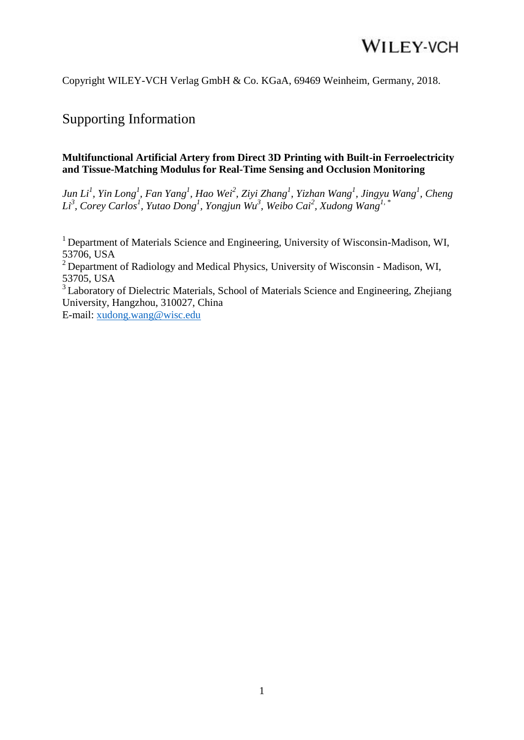Copyright WILEY-VCH Verlag GmbH & Co. KGaA, 69469 Weinheim, Germany, 2018.

## Supporting Information

**Multifunctional Artificial Artery from Direct 3D Printing with Built-in Ferroelectricity and Tissue-Matching Modulus for Real-Time Sensing and Occlusion Monitoring**

*Jun Li[1], Yin Long[1], Fan Yang[1], Hao Wei[2], Ziyi Zhang[1], Yizhan Wang[1], Jingyu Wang[1], Cheng Li[3], Corey Carlos[1], Yutao Dong[1], Yongjun Wu[3], Weibo Cai[2], Xudong Wang[1,*]*

[1] Department of Materials Science and Engineering, University of Wisconsin-Madison, WI, 53706, USA

[2] Department of Radiology and Medical Physics, University of Wisconsin - Madison, WI, 53705, USA

[3] Laboratory of Dielectric Materials, School of Materials Science and Engineering, Zhejiang University, Hangzhou, 310027, China

E-mail: xudong.wang@wisc.edu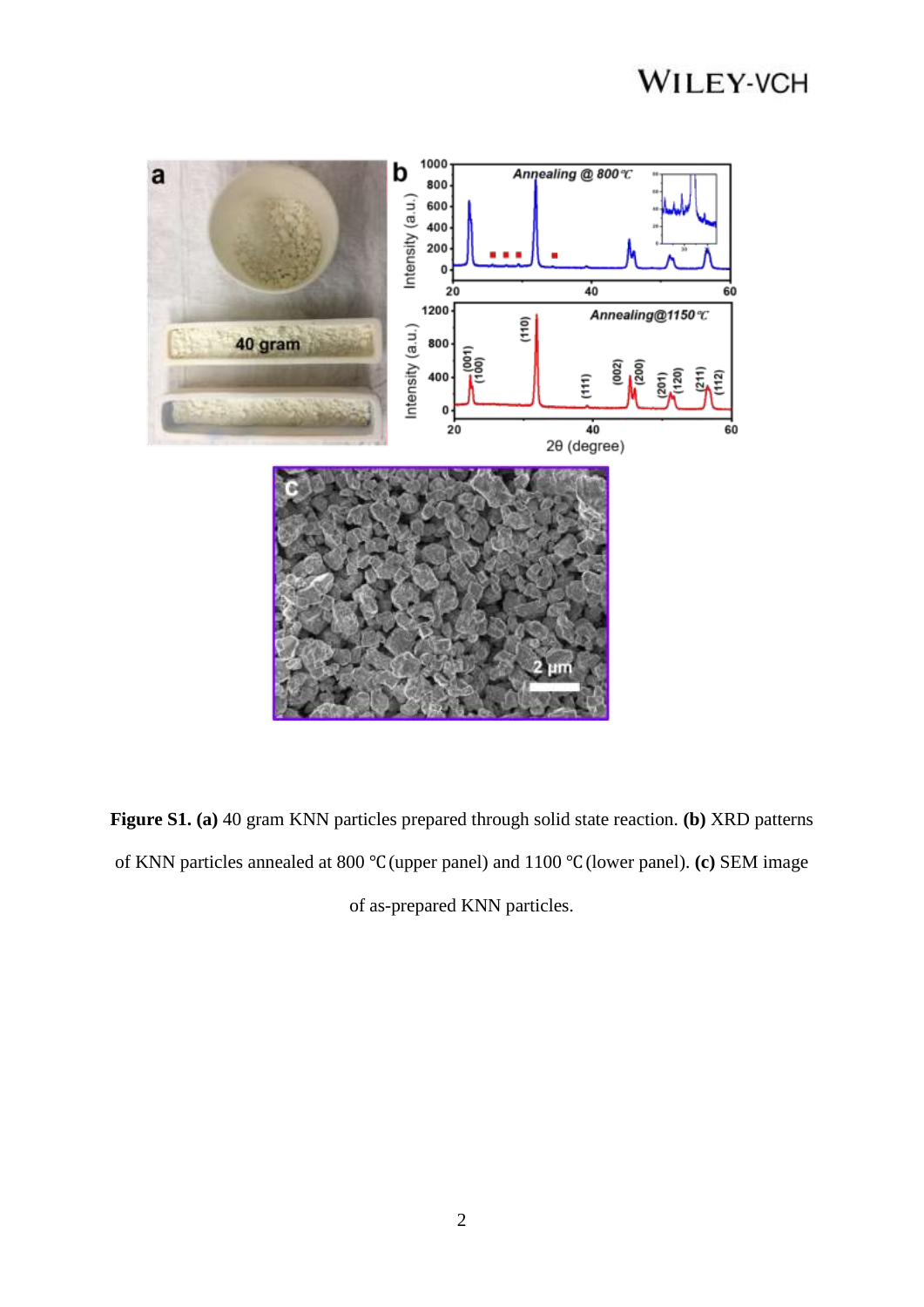**Figure S1. (a)** 40 gram KNN particles prepared through solid state reaction. **(b)** XRD patterns of KNN particles annealed at 800 ℃ (upper panel) and 1100 ℃ (lower panel). **(c)** SEM image of as-prepared KNN particles.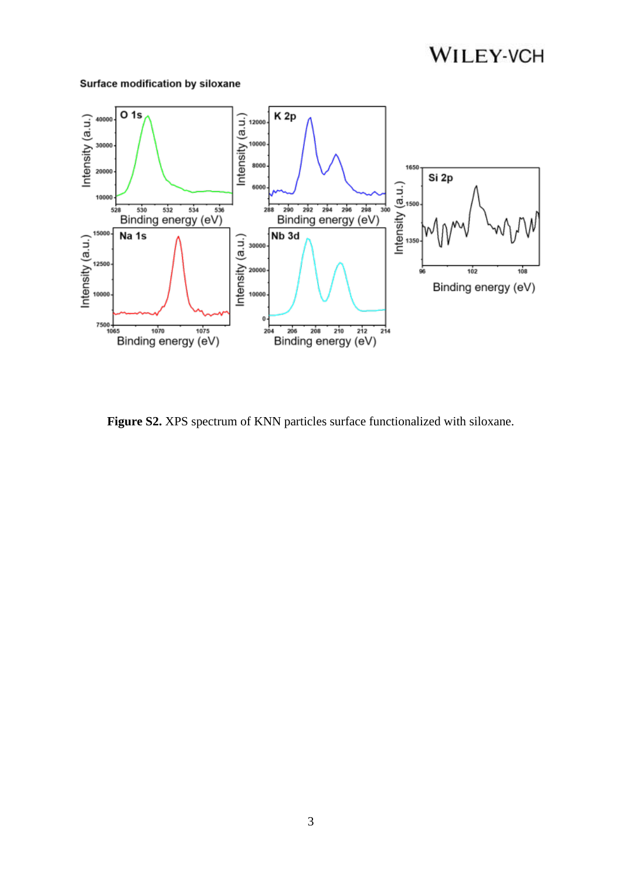Surface modification by siloxane

**Figure S2.** XPS spectrum of KNN particles surface functionalized with siloxane.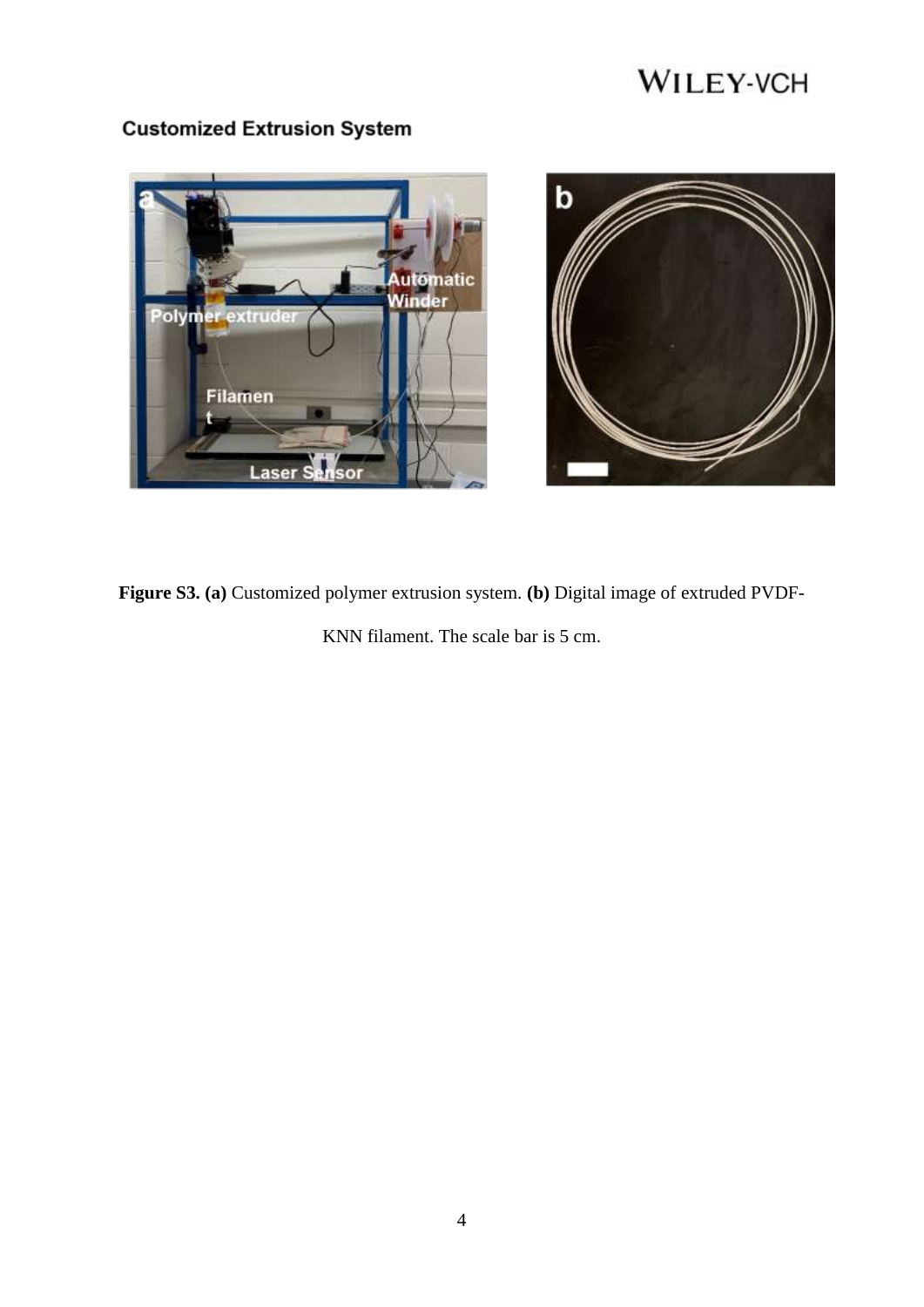## Customized Extrusion System

**Figure S3. (a)** Customized polymer extrusion system. **(b)** Digital image of extruded PVDF-KNN filament. The scale bar is 5 cm.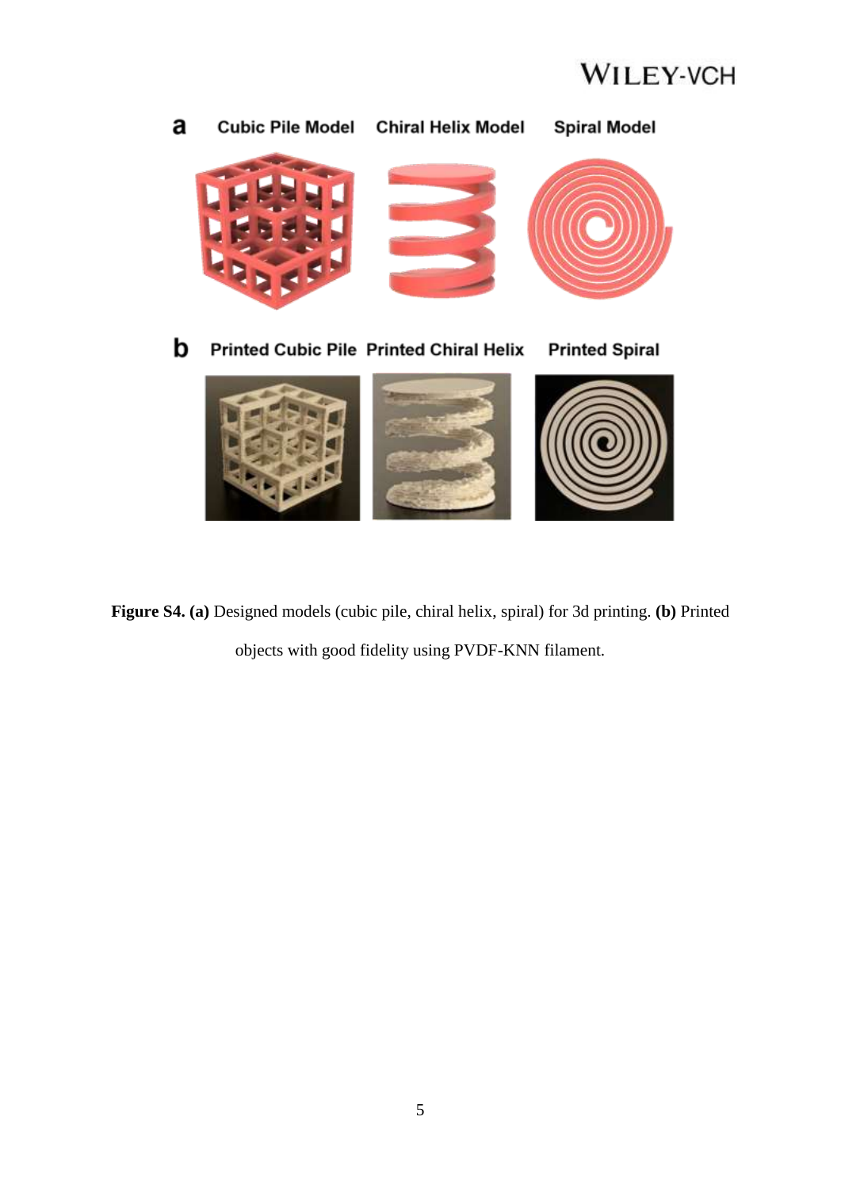**Figure S4. (a)** Designed models (cubic pile, chiral helix, spiral) for 3d printing. **(b)** Printed objects with good fidelity using PVDF-KNN filament.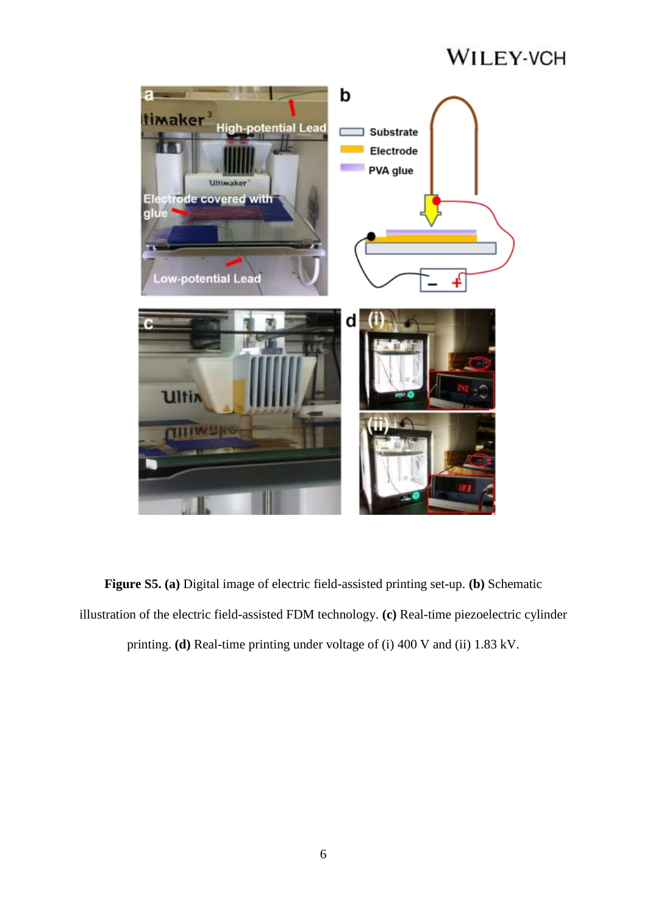**Figure S5. (a)** Digital image of electric field-assisted printing set-up. **(b)** Schematic illustration of the electric field-assisted FDM technology. **(c)** Real-time piezoelectric cylinder printing. **(d)** Real-time printing under voltage of (i) 400 V and (ii) 1.83 kV.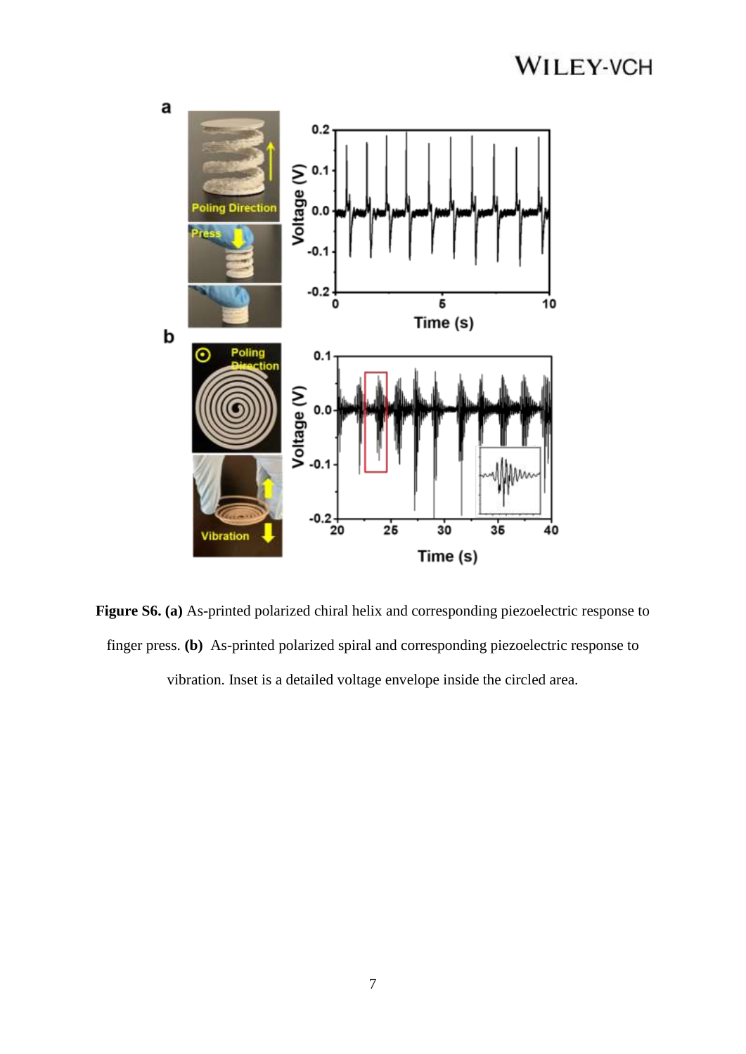**Figure S6. (a)** As-printed polarized chiral helix and corresponding piezoelectric response to finger press. **(b)** As-printed polarized spiral and corresponding piezoelectric response to vibration. Inset is a detailed voltage envelope inside the circled area.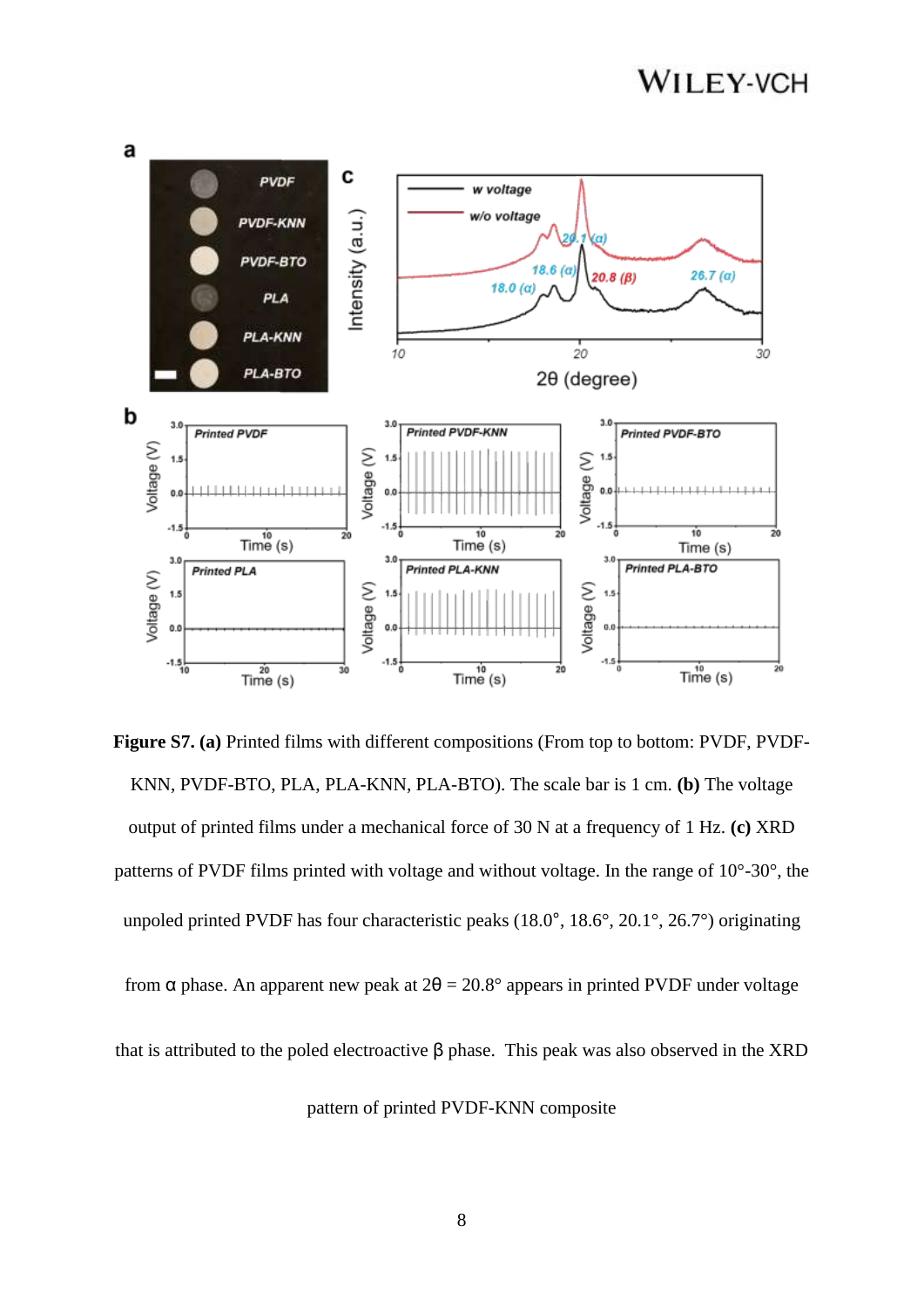**Figure S7. (a)** Printed films with different compositions (From top to bottom: PVDF, PVDF-KNN, PVDF-BTO, PLA, PLA-KNN, PLA-BTO). The scale bar is 1 cm. **(b)** The voltage output of printed films under a mechanical force of 30 N at a frequency of 1 Hz. **(c)** XRD patterns of PVDF films printed with voltage and without voltage. In the range of 10°-30°, the unpoled printed PVDF has four characteristic peaks (18.0°, 18.6°, 20.1°, 26.7°) originating from α phase. An apparent new peak at 2θ = 20.8° appears in printed PVDF under voltage that is attributed to the poled electroactive β phase. This peak was also observed in the XRD pattern of printed PVDF-KNN composite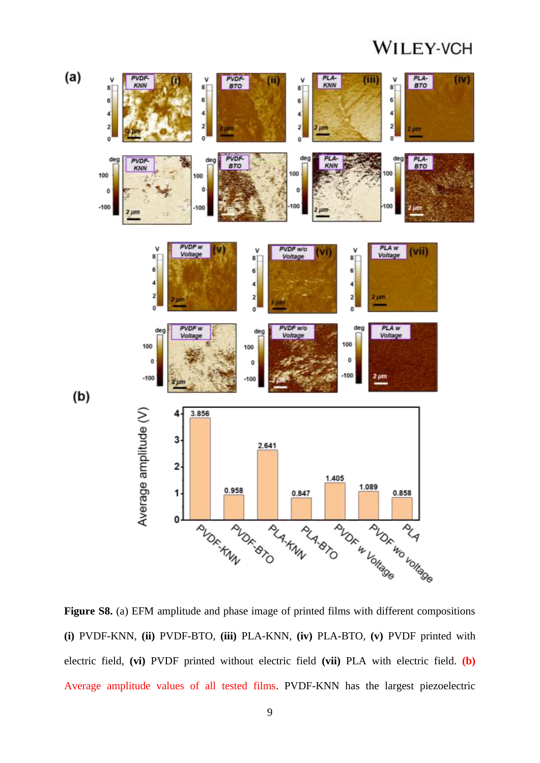**Figure S8.** (a) EFM amplitude and phase image of printed films with different compositions **(i)** PVDF-KNN, **(ii)** PVDF-BTO, **(iii)** PLA-KNN, **(iv)** PLA-BTO, **(v)** PVDF printed with electric field, **(vi)** PVDF printed without electric field **(vii)** PLA with electric field. **(b)** Average amplitude values of all tested films. PVDF-KNN has the largest piezoelectric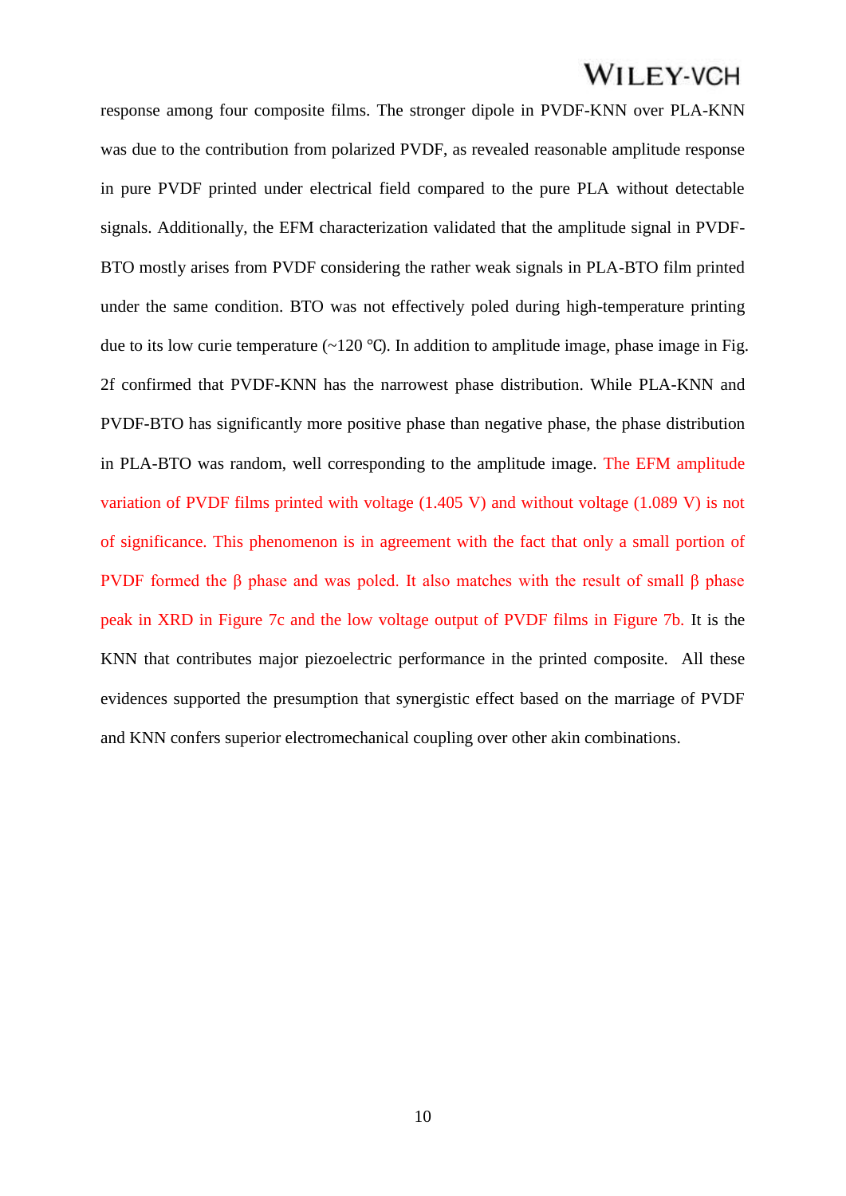response among four composite films. The stronger dipole in PVDF-KNN over PLA-KNN was due to the contribution from polarized PVDF, as revealed reasonable amplitude response in pure PVDF printed under electrical field compared to the pure PLA without detectable signals. Additionally, the EFM characterization validated that the amplitude signal in PVDF-BTO mostly arises from PVDF considering the rather weak signals in PLA-BTO film printed under the same condition. BTO was not effectively poled during high-temperature printing due to its low curie temperature (~120 ℃). In addition to amplitude image, phase image in Fig. 2f confirmed that PVDF-KNN has the narrowest phase distribution. While PLA-KNN and PVDF-BTO has significantly more positive phase than negative phase, the phase distribution in PLA-BTO was random, well corresponding to the amplitude image. The EFM amplitude variation of PVDF films printed with voltage (1.405 V) and without voltage (1.089 V) is not of significance. This phenomenon is in agreement with the fact that only a small portion of PVDF formed the β phase and was poled. It also matches with the result of small β phase peak in XRD in Figure 7c and the low voltage output of PVDF films in Figure 7b. It is the KNN that contributes major piezoelectric performance in the printed composite. All these evidences supported the presumption that synergistic effect based on the marriage of PVDF and KNN confers superior electromechanical coupling over other akin combinations.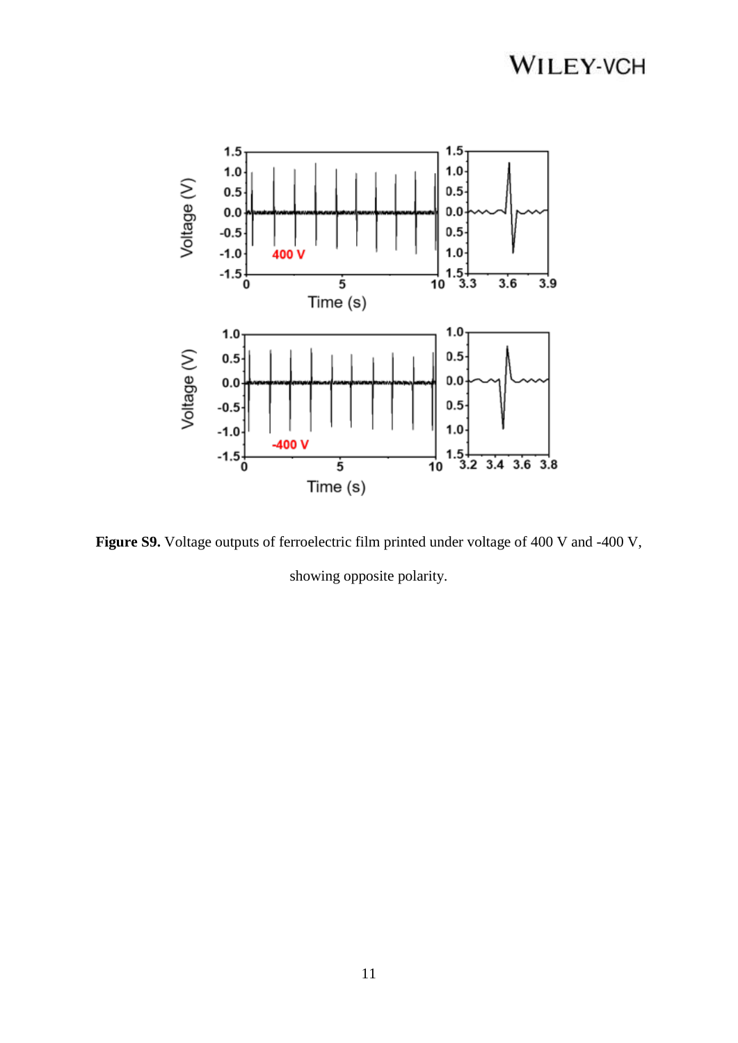**Figure S9.** Voltage outputs of ferroelectric film printed under voltage of 400 V and -400 V, showing opposite polarity.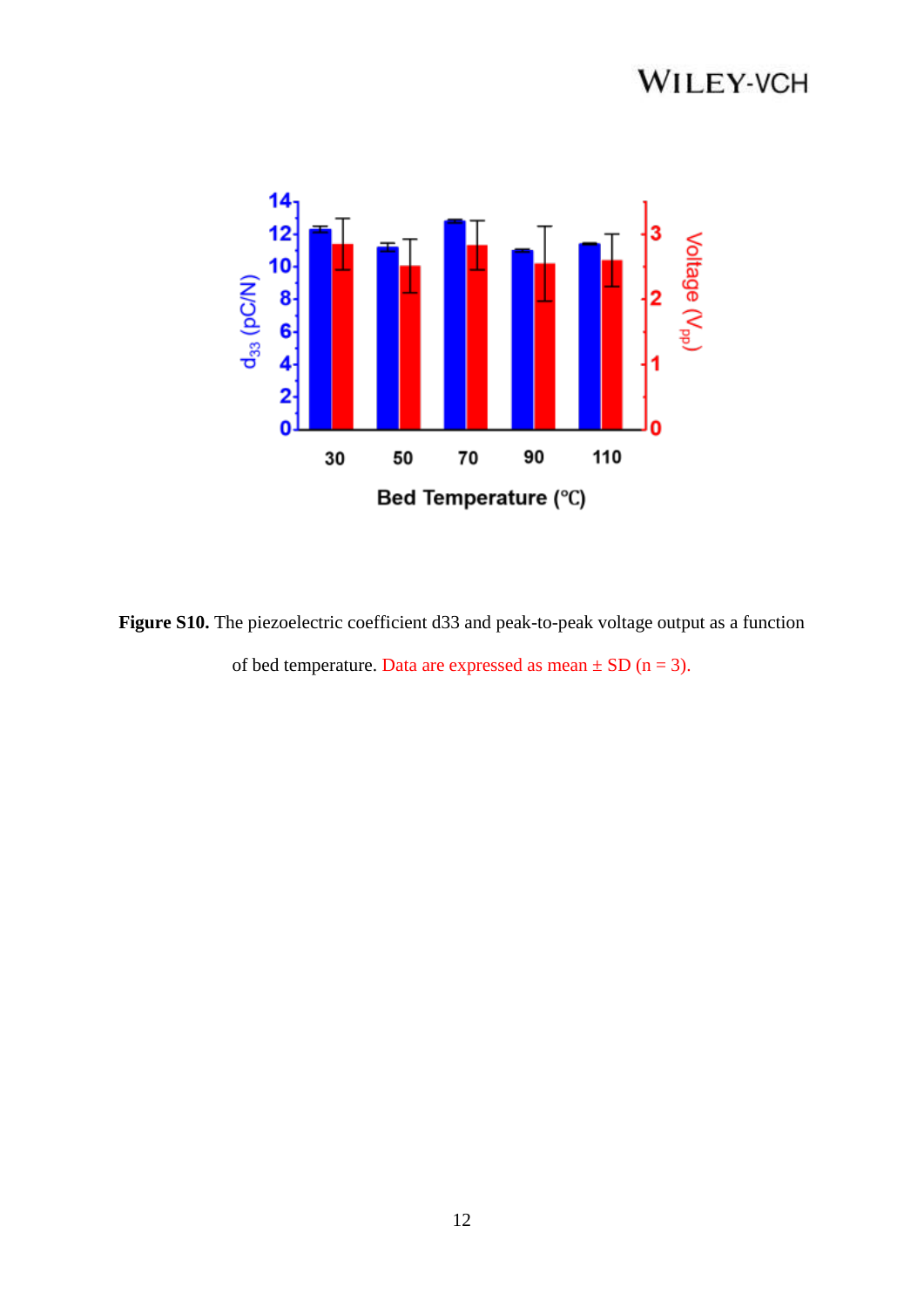**Figure S10.** The piezoelectric coefficient d33 and peak-to-peak voltage output as a function of bed temperature. Data are expressed as mean ± SD (n = 3).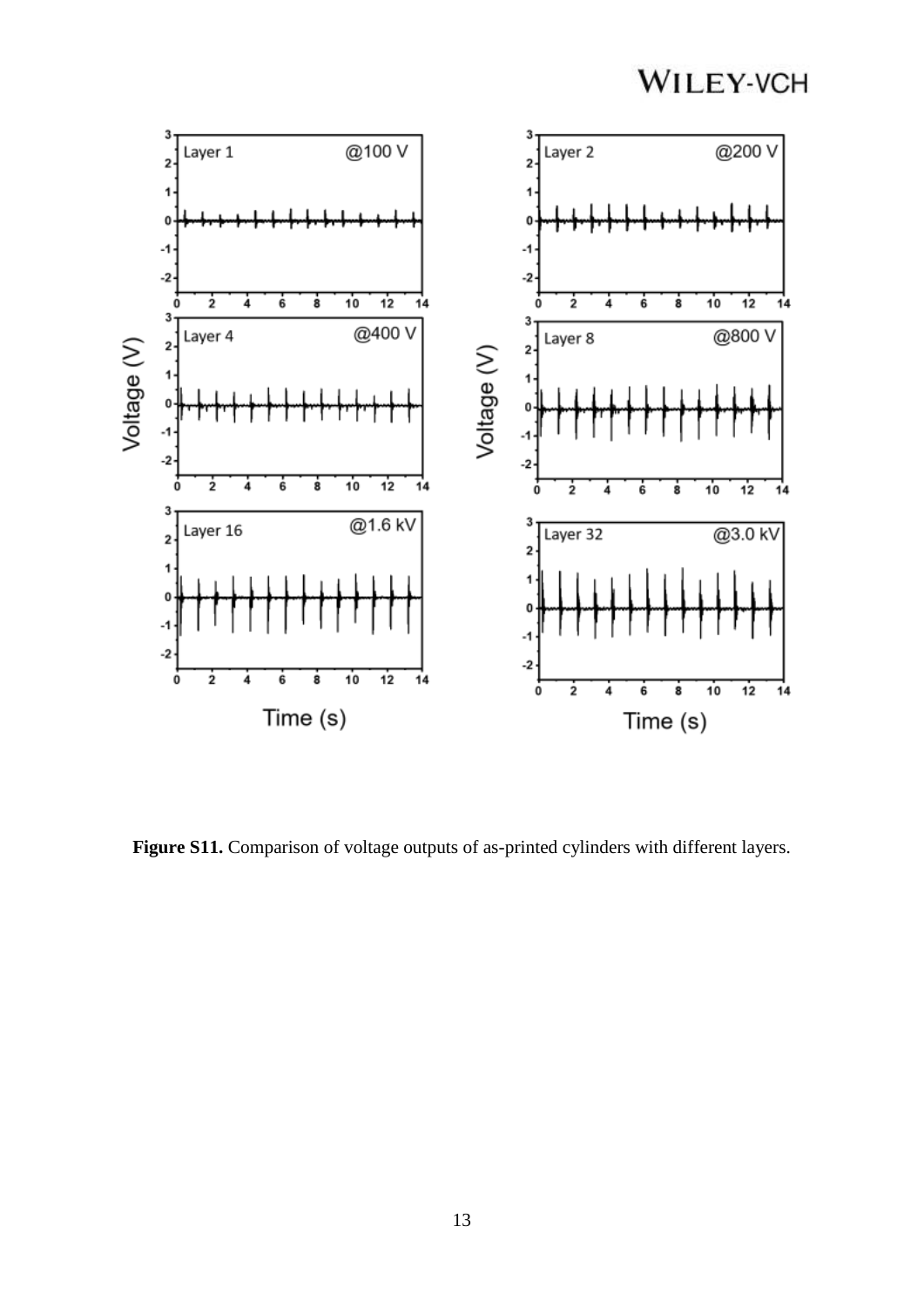**Figure S11.** Comparison of voltage outputs of as-printed cylinders with different layers.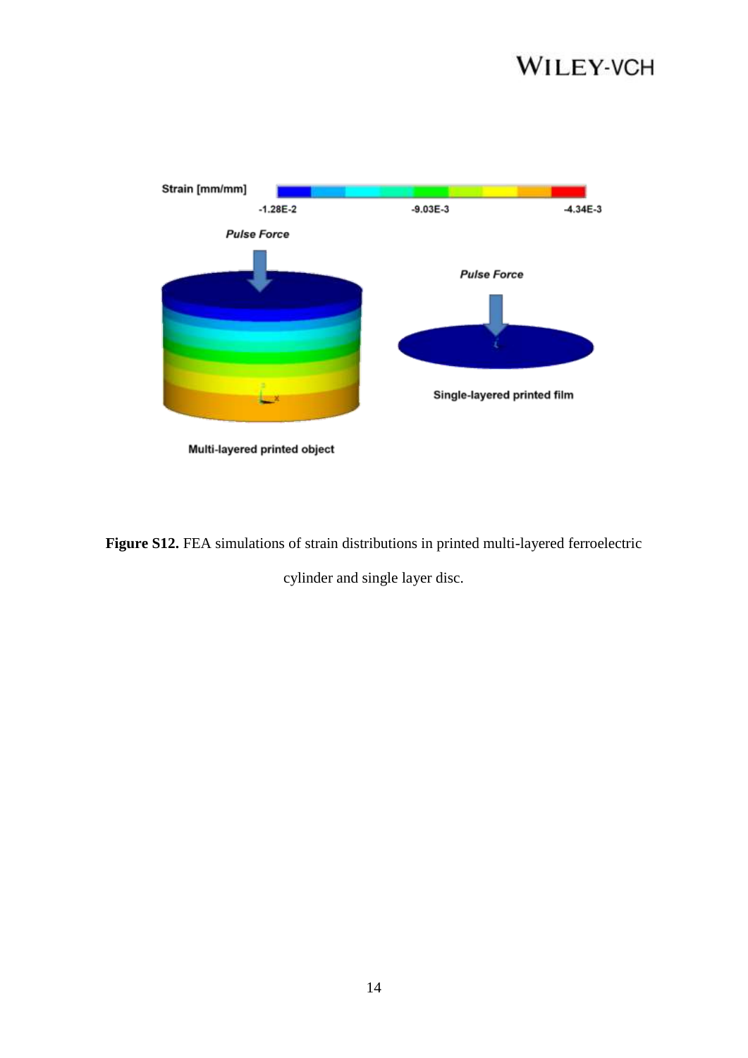**Figure S12.** FEA simulations of strain distributions in printed multi-layered ferroelectric cylinder and single layer disc.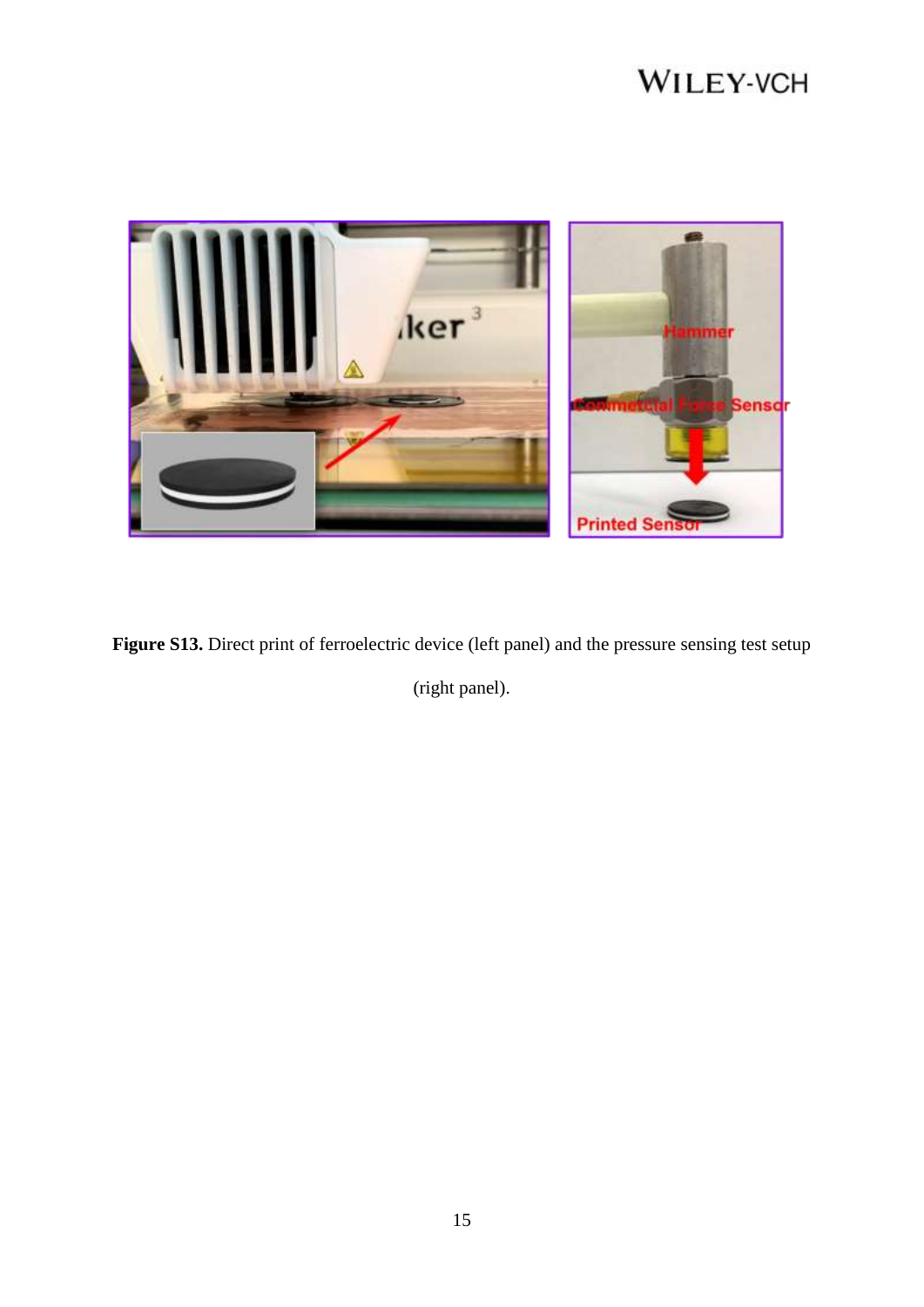**Figure S13.** Direct print of ferroelectric device (left panel) and the pressure sensing test setup (right panel).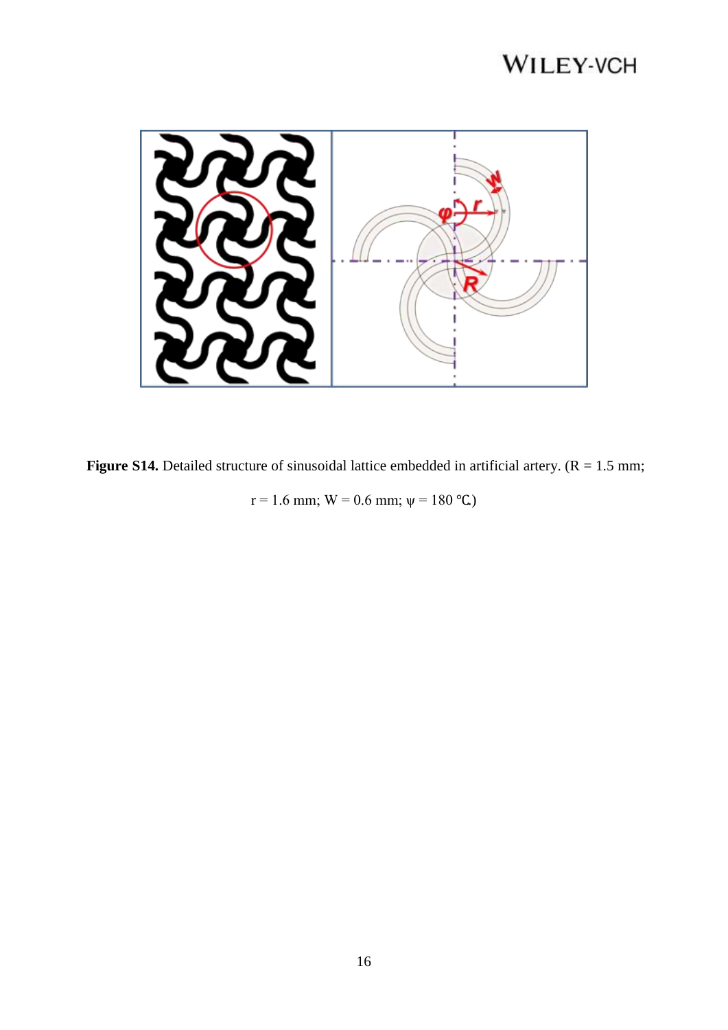**Figure S14.** Detailed structure of sinusoidal lattice embedded in artificial artery. (R = 1.5 mm; r = 1.6 mm; W = 0.6 mm; ψ = 180 ℃.)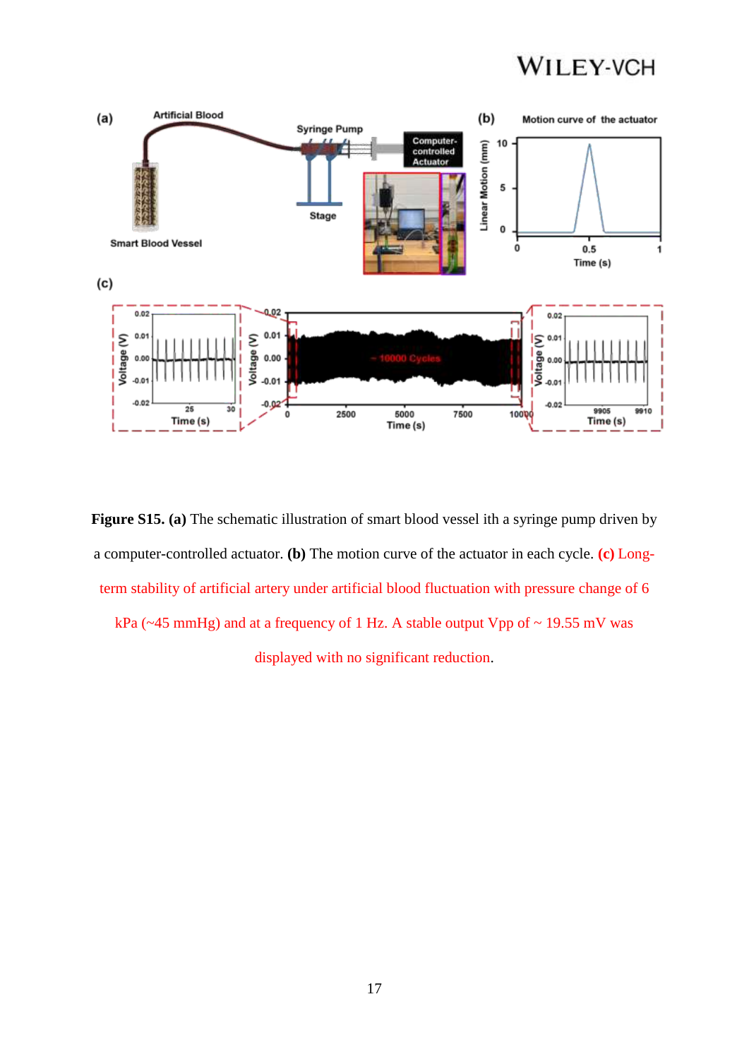**Figure S15. (a)** The schematic illustration of smart blood vessel ith a syringe pump driven by a computer-controlled actuator. **(b)** The motion curve of the actuator in each cycle. **(c)** Long-term stability of artificial artery under artificial blood fluctuation with pressure change of 6 kPa (~45 mmHg) and at a frequency of 1 Hz. A stable output Vpp of ~ 19.55 mV was displayed with no significant reduction.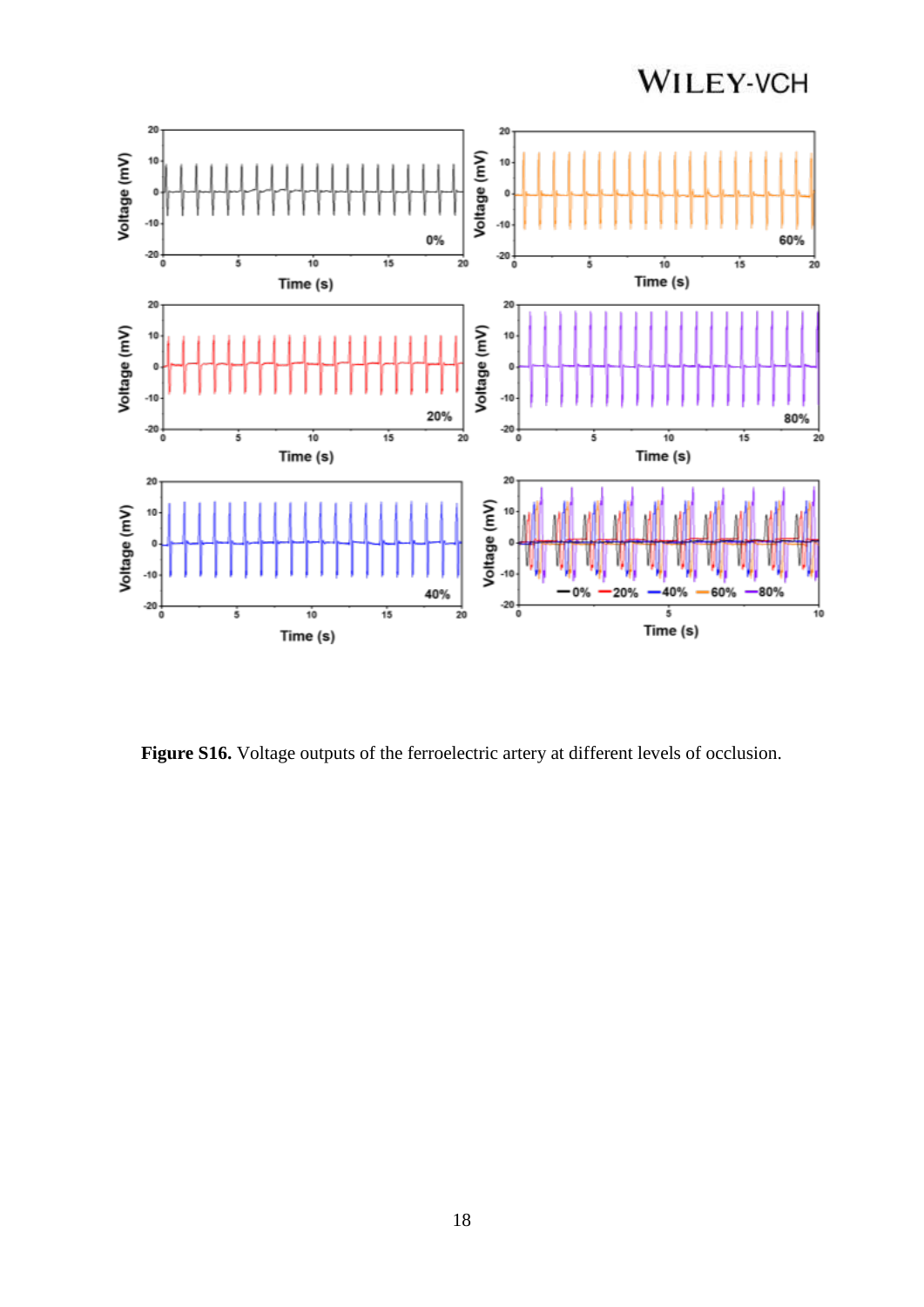**Figure S16.** Voltage outputs of the ferroelectric artery at different levels of occlusion.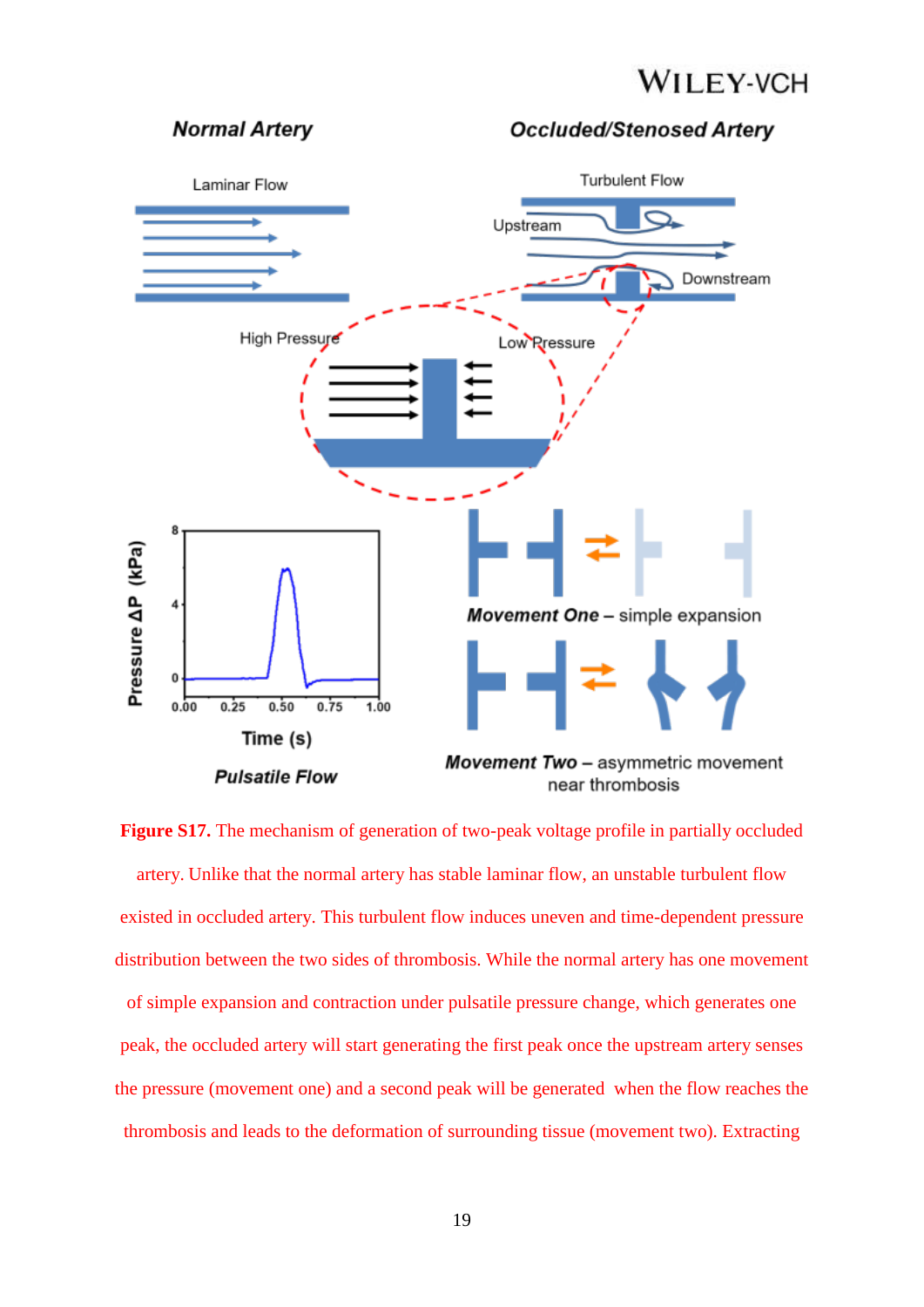**Figure S17.** The mechanism of generation of two-peak voltage profile in partially occluded artery. Unlike that the normal artery has stable laminar flow, an unstable turbulent flow existed in occluded artery. This turbulent flow induces uneven and time-dependent pressure distribution between the two sides of thrombosis. While the normal artery has one movement of simple expansion and contraction under pulsatile pressure change, which generates one peak, the occluded artery will start generating the first peak once the upstream artery senses the pressure (movement one) and a second peak will be generated when the flow reaches the thrombosis and leads to the deformation of surrounding tissue (movement two). Extracting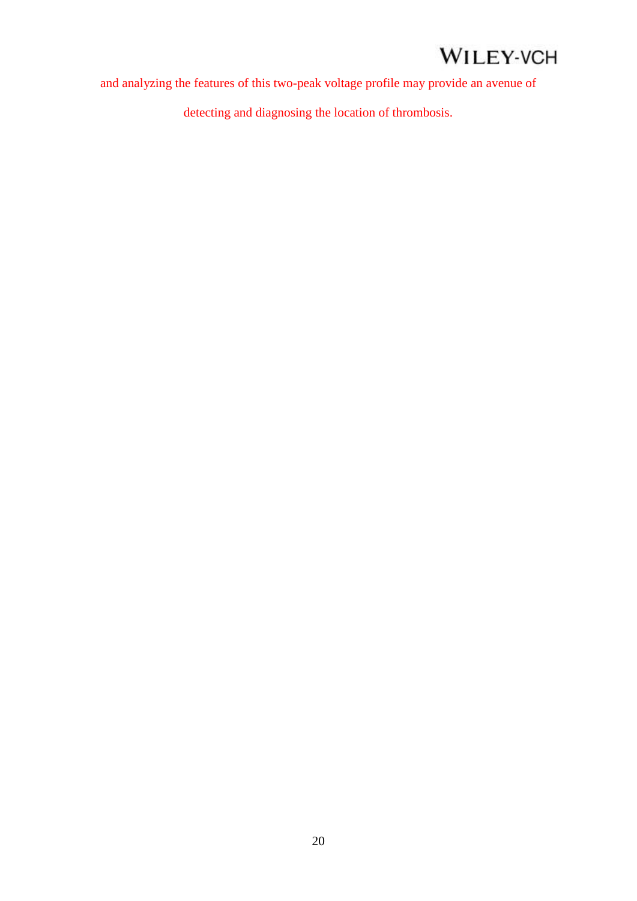and analyzing the features of this two-peak voltage profile may provide an avenue of detecting and diagnosing the location of thrombosis.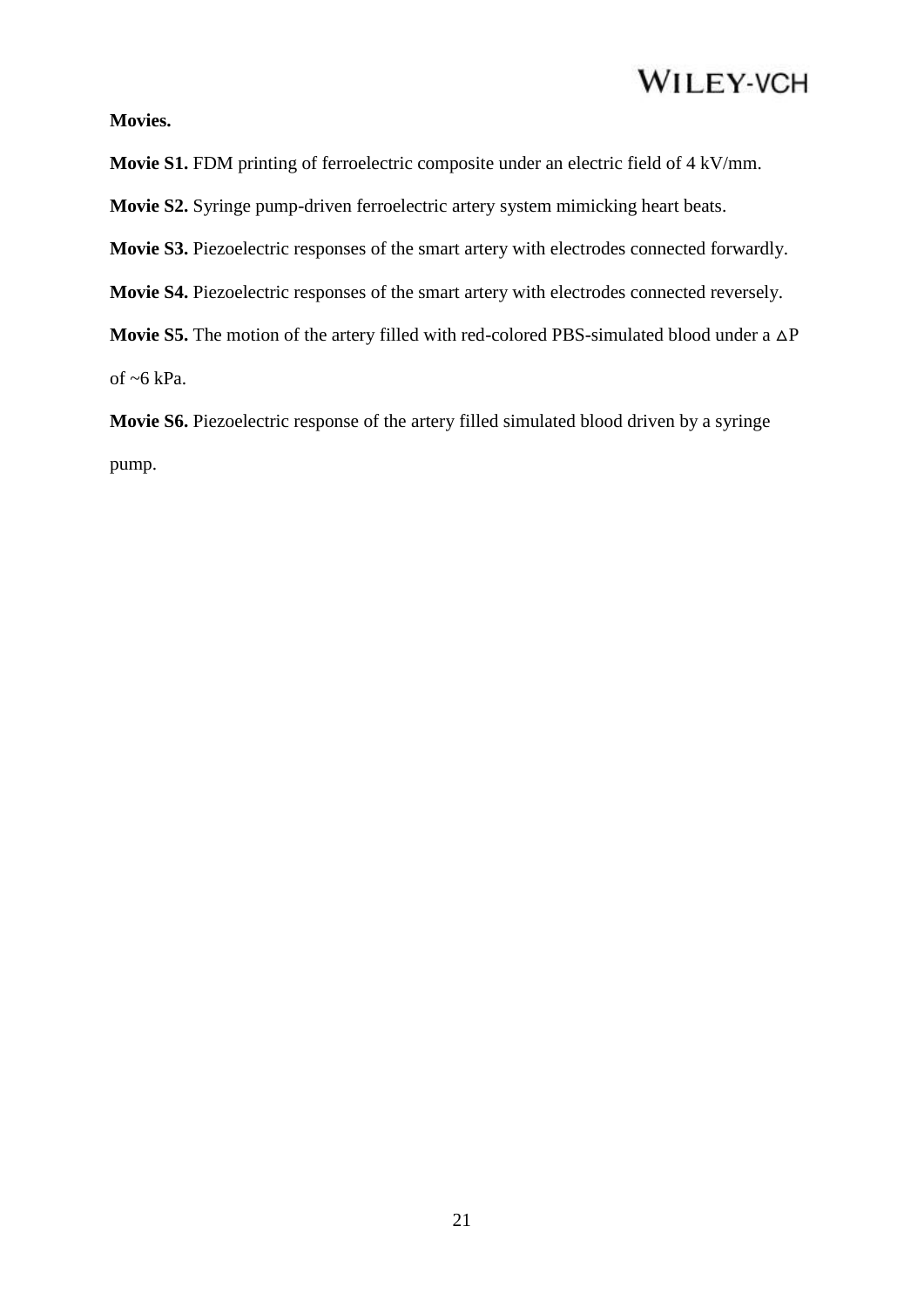**Movies.**

**Movie S1.** FDM printing of ferroelectric composite under an electric field of 4 kV/mm.

**Movie S2.** Syringe pump-driven ferroelectric artery system mimicking heart beats.

**Movie S3.** Piezoelectric responses of the smart artery with electrodes connected forwardly.

**Movie S4.** Piezoelectric responses of the smart artery with electrodes connected reversely.

**Movie S5.** The motion of the artery filled with red-colored PBS-simulated blood under a $\Delta P$ of ~6 kPa.

**Movie S6.** Piezoelectric response of the artery filled simulated blood driven by a syringe pump.